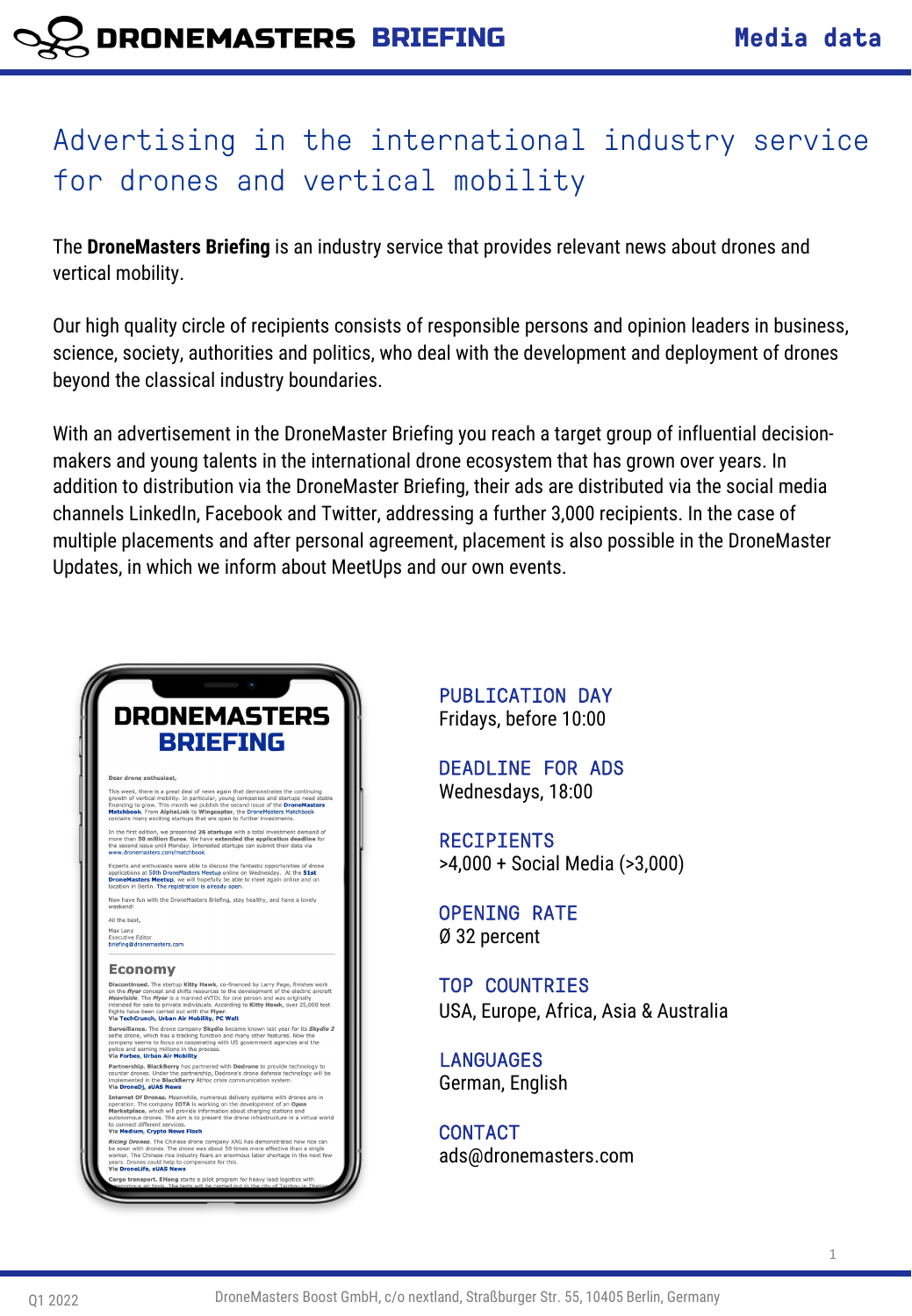# Advertising in the international industry service for drones and vertical mobility

The **DroneMasters Briefing** is an industry service that provides relevant news about drones and vertical mobility.

Our high quality circle of recipients consists of responsible persons and opinion leaders in business, science, society, authorities and politics, who deal with the development and deployment of drones beyond the classical industry boundaries.

With an advertisement in the DroneMaster Briefing you reach a target group of influential decision-makers and young talents in the international drone ecosystem that has grown over years. In addition to distribution via the DroneMaster Briefing, their ads are distributed via the social media channels LinkedIn, Facebook and Twitter, addressing a further 3,000 recipients. In the case of multiple placements and after personal agreement, placement is also possible in the DroneMaster Updates, in which we inform about MeetUps and our own events.

**PUBLICATION DAY**
Fridays, before 10:00

**DEADLINE FOR ADS**
Wednesdays, 18:00

**RECIPIENTS**
>4,000 + Social Media (>3,000)

**OPENING RATE**
Ø 32 percent

**TOP COUNTRIES**
USA, Europe, Africa, Asia & Australia

**LANGUAGES**
German, English

**CONTACT**
ads@dronemasters.com

Q1 2022

DroneMasters Boost GmbH, c/o nextland, Straßburger Str. 55, 10405 Berlin, Germany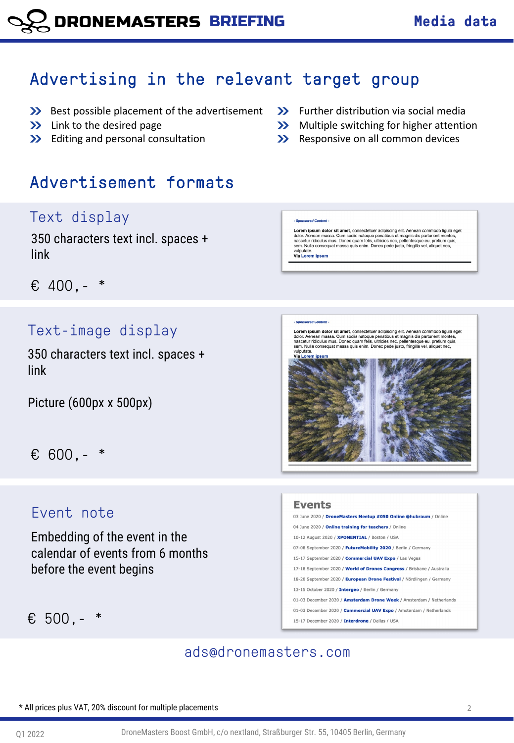# Advertising in the relevant target group

- Best possible placement of the advertisement
- Link to the desired page
- Editing and personal consultation
- Further distribution via social media
- Multiple switching for higher attention
- Responsive on all common devices

## Advertisement formats

### Text display

350 characters text incl. spaces + link

€ 400,- *

### Text-image display

350 characters text incl. spaces + link

Picture (600px x 500px)

€ 600,- *

### Event note

Embedding of the event in the calendar of events from 6 months before the event begins

€ 500,- *

ads@dronemasters.com

* All prices plus VAT, 20% discount for multiple placements

Q1 2022

DroneMasters Boost GmbH, c/o nextland, Straßburger Str. 55, 10405 Berlin, Germany